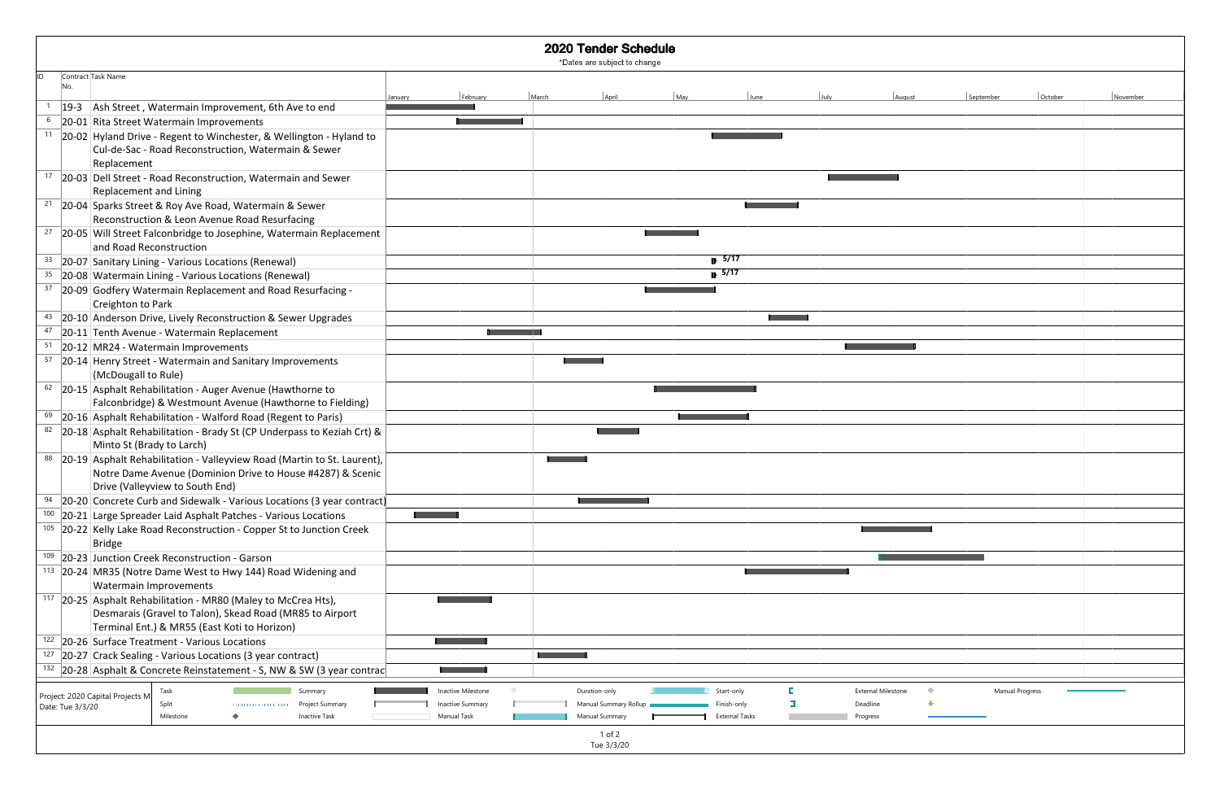# 2020 Tender Schedule

*Dates are subject to change

| ID | Contract No. | Task Name |
|---|---|---|
| 1 | 19-3 | Ash Street , Watermain Improvement, 6th Ave to end |
| 6 | 20-01 | Rita Street Watermain Improvements |
| 11 | 20-02 | Hyland Drive - Regent to Winchester, & Wellington - Hyland to Cul-de-Sac - Road Reconstruction, Watermain & Sewer Replacement |
| 17 | 20-03 | Dell Street - Road Reconstruction, Watermain and Sewer Replacement and Lining |
| 21 | 20-04 | Sparks Street & Roy Ave Road, Watermain & Sewer Reconstruction & Leon Avenue Road Resurfacing |
| 27 | 20-05 | Will Street Falconbridge to Josephine, Watermain Replacement and Road Reconstruction |
| 33 | 20-07 | Sanitary Lining - Various Locations (Renewal) — 5/17 |
| 35 | 20-08 | Watermain Lining - Various Locations (Renewal) — 5/17 |
| 37 | 20-09 | Godfery Watermain Replacement and Road Resurfacing - Creighton to Park |
| 43 | 20-10 | Anderson Drive, Lively Reconstruction & Sewer Upgrades |
| 47 | 20-11 | Tenth Avenue - Watermain Replacement |
| 51 | 20-12 | MR24 - Watermain Improvements |
| 57 | 20-14 | Henry Street - Watermain and Sanitary Improvements (McDougall to Rule) |
| 62 | 20-15 | Asphalt Rehabilitation - Auger Avenue (Hawthorne to Falconbridge) & Westmount Avenue (Hawthorne to Fielding) |
| 69 | 20-16 | Asphalt Rehabilitation - Walford Road (Regent to Paris) |
| 82 | 20-18 | Asphalt Rehabilitation - Brady St (CP Underpass to Keziah Crt) & Minto St (Brady to Larch) |
| 88 | 20-19 | Asphalt Rehabilitation - Valleyview Road (Martin to St. Laurent), Notre Dame Avenue (Dominion Drive to House #4287) & Scenic Drive (Valleyview to South End) |
| 94 | 20-20 | Concrete Curb and Sidewalk - Various Locations (3 year contract) |
| 100 | 20-21 | Large Spreader Laid Asphalt Patches - Various Locations |
| 105 | 20-22 | Kelly Lake Road Reconstruction - Copper St to Junction Creek Bridge |
| 109 | 20-23 | Junction Creek Reconstruction - Garson |
| 113 | 20-24 | MR35 (Notre Dame West to Hwy 144) Road Widening and Watermain Improvements |
| 117 | 20-25 | Asphalt Rehabilitation - MR80 (Maley to McCrea Hts), Desmarais (Gravel to Talon), Skead Road (MR85 to Airport Terminal Ent.) & MR55 (East Koti to Horizon) |
| 122 | 20-26 | Surface Treatment - Various Locations |
| 127 | 20-27 | Crack Sealing - Various Locations (3 year contract) |
| 132 | 20-28 | Asphalt & Concrete Reinstatement - S, NW & SW (3 year contrac |

Project: 2020 Capital Projects M
Date: Tue 3/3/20

Legend: Task, Split, Milestone, Summary, Project Summary, Inactive Task, Inactive Milestone, Inactive Summary, Manual Task, Duration-only, Manual Summary Rollup, Manual Summary, Start-only, Finish-only, External Tasks, External Milestone, Deadline, Progress, Manual Progress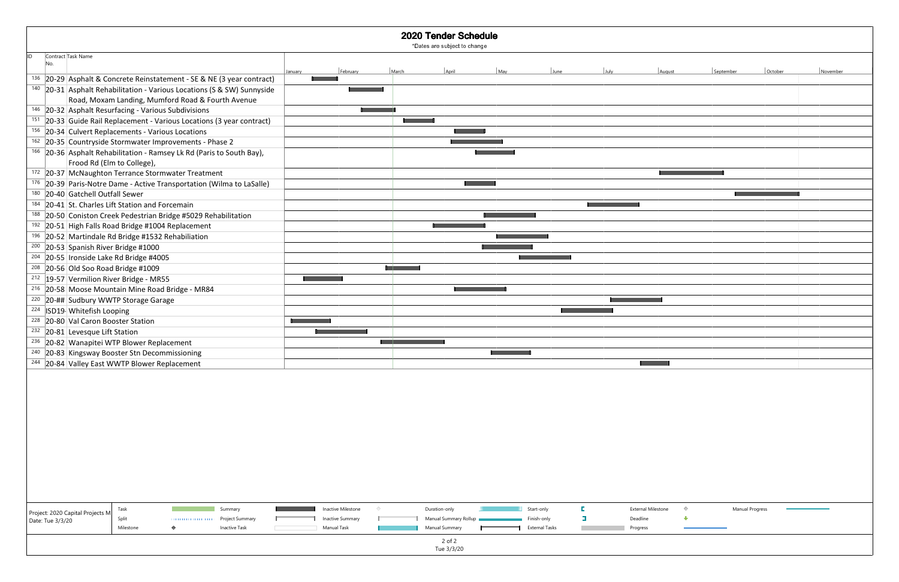# 2020 Tender Schedule

*Dates are subject to change

| ID | Contract No. | Task Name |
|---|---|---|
| 136 | 20-29 | Asphalt & Concrete Reinstatement - SE & NE (3 year contract) |
| 140 | 20-31 | Asphalt Rehabilitation - Various Locations (S & SW) Sunnyside Road, Moxam Landing, Mumford Road & Fourth Avenue |
| 146 | 20-32 | Asphalt Resurfacing - Various Subdivisions |
| 151 | 20-33 | Guide Rail Replacement - Various Locations (3 year contract) |
| 156 | 20-34 | Culvert Replacements - Various Locations |
| 162 | 20-35 | Countryside Stormwater Improvements - Phase 2 |
| 166 | 20-36 | Asphalt Rehabilitation - Ramsey Lk Rd (Paris to South Bay), Frood Rd (Elm to College), |
| 172 | 20-37 | McNaughton Terrance Stormwater Treatment |
| 176 | 20-39 | Paris-Notre Dame - Active Transportation (Wilma to LaSalle) |
| 180 | 20-40 | Gatchell Outfall Sewer |
| 184 | 20-41 | St. Charles Lift Station and Forcemain |
| 188 | 20-50 | Coniston Creek Pedestrian Bridge #5029 Rehabilitation |
| 192 | 20-51 | High Falls Road Bridge #1004 Replacement |
| 196 | 20-52 | Martindale Rd Bridge #1532 Rehabiliation |
| 200 | 20-53 | Spanish River Bridge #1000 |
| 204 | 20-55 | Ironside Lake Rd Bridge #4005 |
| 208 | 20-56 | Old Soo Road Bridge #1009 |
| 212 | 19-57 | Vermilion River Bridge - MR55 |
| 216 | 20-58 | Moose Mountain Mine Road Bridge - MR84 |
| 220 | 20-## | Sudbury WWTP Storage Garage |
| 224 | ISD19- | Whitefish Looping |
| 228 | 20-80 | Val Caron Booster Station |
| 232 | 20-81 | Levesque Lift Station |
| 236 | 20-82 | Wanapitei WTP Blower Replacement |
| 240 | 20-83 | Kingsway Booster Stn Decommissioning |
| 244 | 20-84 | Valley East WWTP Blower Replacement |

January | February | March | April | May | June | July | August | September | October | November

Project: 2020 Capital Projects M
Date: Tue 3/3/20

Task | Split | Milestone | Summary | Project Summary | Inactive Task | Inactive Milestone | Inactive Summary | Manual Task | Duration-only | Manual Summary Rollup | Manual Summary | Start-only | Finish-only | External Tasks | External Milestone | Deadline | Progress | Manual Progress